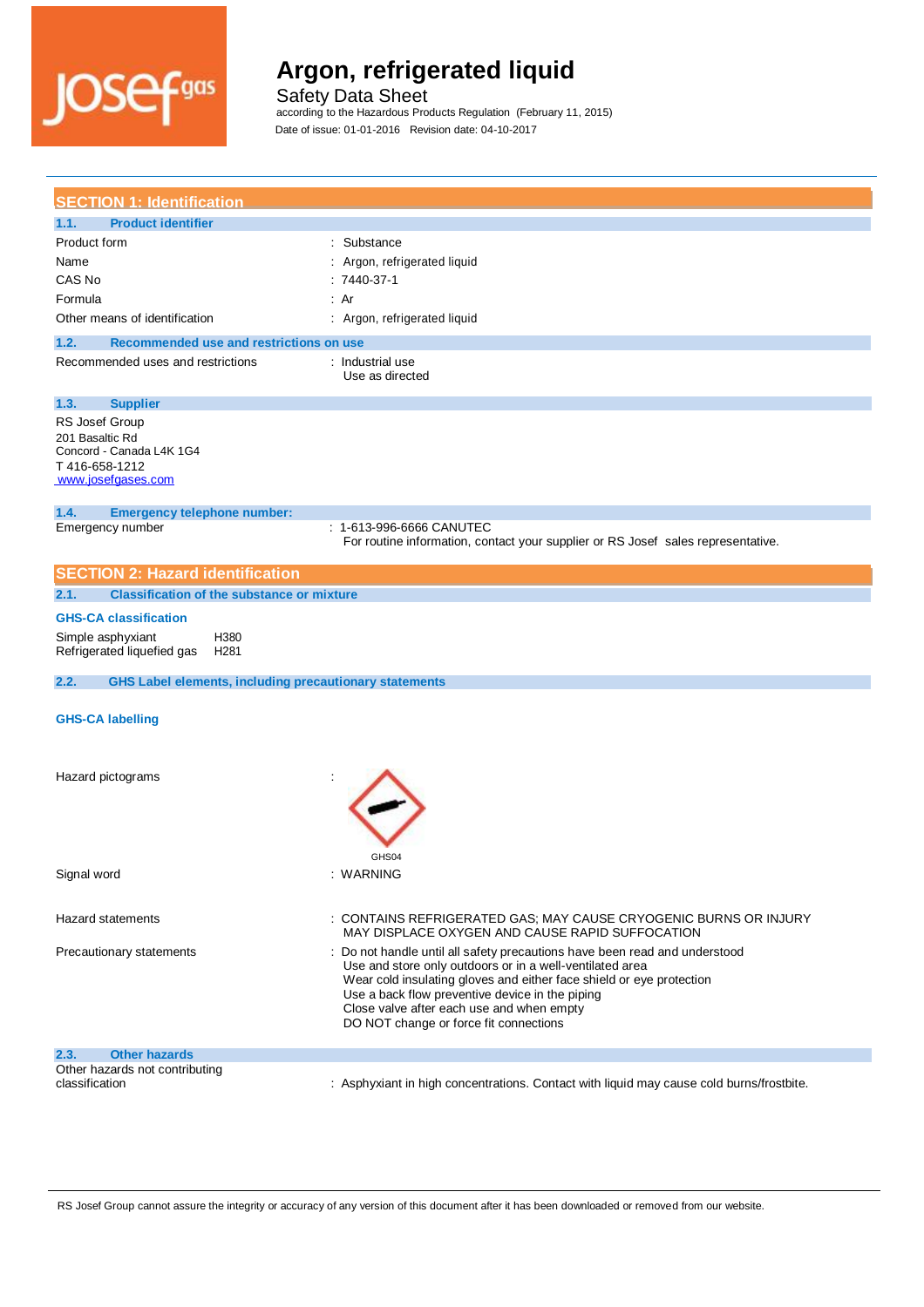# Argon, refrigerated liquid

Safety Data Sheet

according to the Hazardous Products Regulation (February 11, 2015)

Date of issue: 01-01-2016 Revision date: 04-10-2017

## SECTION 1: Identification

### 1.1. Product identifier

| | |
|---|---|
| Product form | : Substance |
| Name | : Argon, refrigerated liquid |
| CAS No | : 7440-37-1 |
| Formula | : Ar |
| Other means of identification | : Argon, refrigerated liquid |

### 1.2. Recommended use and restrictions on use

| | |
|---|---|
| Recommended uses and restrictions | : Industrial use<br>Use as directed |

### 1.3. Supplier

RS Josef Group
201 Basaltic Rd
Concord - Canada L4K 1G4
T 416-658-1212
www.josefgases.com

### 1.4. Emergency telephone number:

| | |
|---|---|
| Emergency number | : 1-613-996-6666 CANUTEC<br>For routine information, contact your supplier or RS Josef sales representative. |

## SECTION 2: Hazard identification

### 2.1. Classification of the substance or mixture

**GHS-CA classification**

| | |
|---|---|
| Simple asphyxiant | H380 |
| Refrigerated liquefied gas | H281 |

### 2.2. GHS Label elements, including precautionary statements

**GHS-CA labelling**

| | |
|---|---|
| Hazard pictograms | : GHS04 |
| Signal word | : WARNING |
| Hazard statements | : CONTAINS REFRIGERATED GAS; MAY CAUSE CRYOGENIC BURNS OR INJURY<br>MAY DISPLACE OXYGEN AND CAUSE RAPID SUFFOCATION |
| Precautionary statements | : Do not handle until all safety precautions have been read and understood<br>Use and store only outdoors or in a well-ventilated area<br>Wear cold insulating gloves and either face shield or eye protection<br>Use a back flow preventive device in the piping<br>Close valve after each use and when empty<br>DO NOT change or force fit connections |

### 2.3. Other hazards

| | |
|---|---|
| Other hazards not contributing classification | : Asphyxiant in high concentrations. Contact with liquid may cause cold burns/frostbite. |

RS Josef Group cannot assure the integrity or accuracy of any version of this document after it has been downloaded or removed from our website.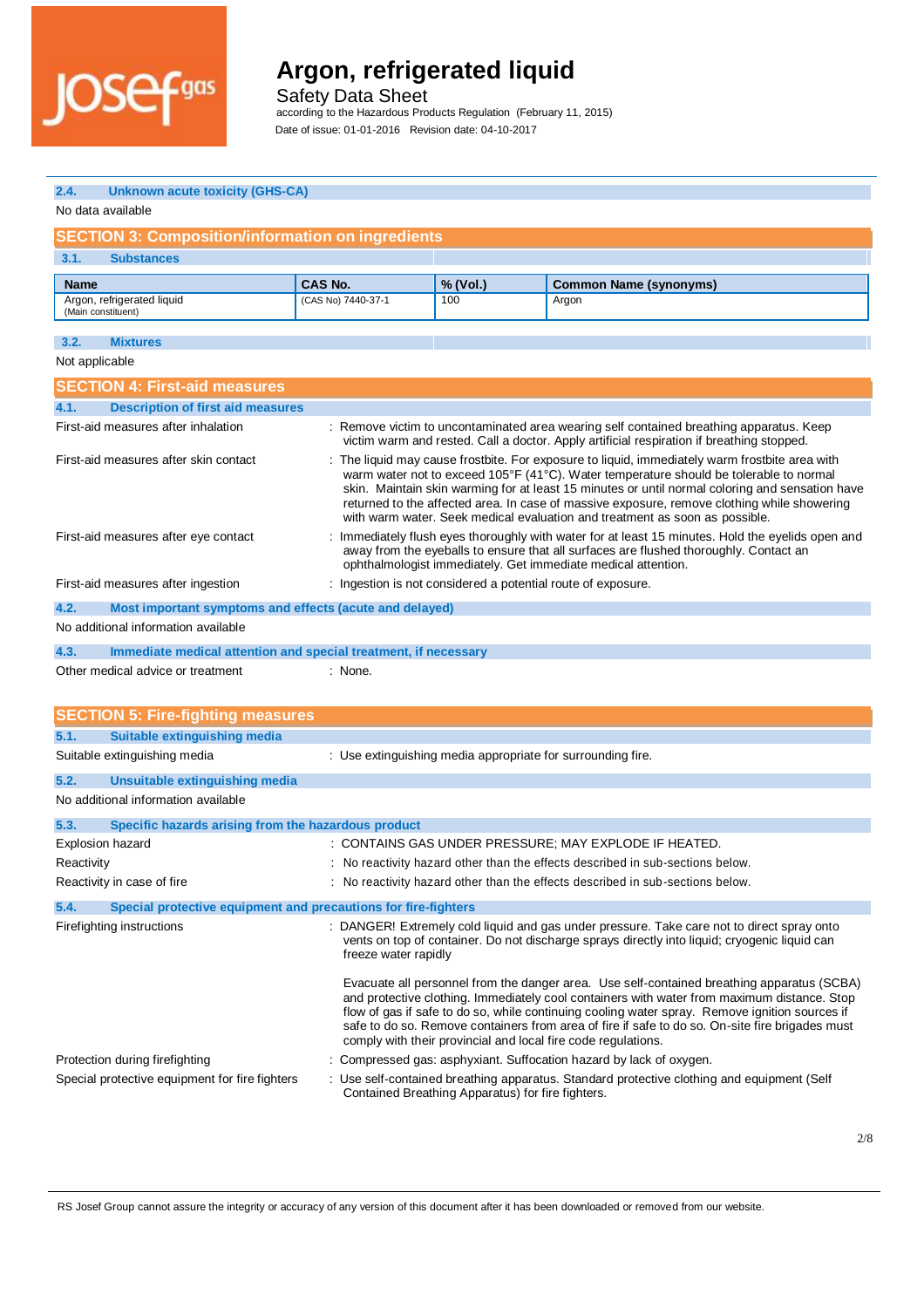### 2.4. Unknown acute toxicity (GHS-CA)

No data available

## SECTION 3: Composition/information on ingredients

### 3.1. Substances

| Name | CAS No. | % (Vol.) | Common Name (synonyms) |
|---|---|---|---|
| Argon, refrigerated liquid (Main constituent) | (CAS No) 7440-37-1 | 100 | Argon |

### 3.2. Mixtures

Not applicable

## SECTION 4: First-aid measures

### 4.1. Description of first aid measures

First-aid measures after inhalation : Remove victim to uncontaminated area wearing self contained breathing apparatus. Keep victim warm and rested. Call a doctor. Apply artificial respiration if breathing stopped.

First-aid measures after skin contact : The liquid may cause frostbite. For exposure to liquid, immediately warm frostbite area with warm water not to exceed 105°F (41°C). Water temperature should be tolerable to normal skin. Maintain skin warming for at least 15 minutes or until normal coloring and sensation have returned to the affected area. In case of massive exposure, remove clothing while showering with warm water. Seek medical evaluation and treatment as soon as possible.

First-aid measures after eye contact : Immediately flush eyes thoroughly with water for at least 15 minutes. Hold the eyelids open and away from the eyeballs to ensure that all surfaces are flushed thoroughly. Contact an ophthalmologist immediately. Get immediate medical attention.

First-aid measures after ingestion : Ingestion is not considered a potential route of exposure.

### 4.2. Most important symptoms and effects (acute and delayed)

No additional information available

### 4.3. Immediate medical attention and special treatment, if necessary

Other medical advice or treatment : None.

## SECTION 5: Fire-fighting measures

### 5.1. Suitable extinguishing media

Suitable extinguishing media : Use extinguishing media appropriate for surrounding fire.

### 5.2. Unsuitable extinguishing media

No additional information available

### 5.3. Specific hazards arising from the hazardous product

Explosion hazard : CONTAINS GAS UNDER PRESSURE; MAY EXPLODE IF HEATED.

Reactivity : No reactivity hazard other than the effects described in sub-sections below.

Reactivity in case of fire : No reactivity hazard other than the effects described in sub-sections below.

### 5.4. Special protective equipment and precautions for fire-fighters

Firefighting instructions : DANGER! Extremely cold liquid and gas under pressure. Take care not to direct spray onto vents on top of container. Do not discharge sprays directly into liquid; cryogenic liquid can freeze water rapidly

Evacuate all personnel from the danger area. Use self-contained breathing apparatus (SCBA) and protective clothing. Immediately cool containers with water from maximum distance. Stop flow of gas if safe to do so, while continuing cooling water spray. Remove ignition sources if safe to do so. Remove containers from area of fire if safe to do so. On-site fire brigades must comply with their provincial and local fire code regulations.

Protection during firefighting : Compressed gas: asphyxiant. Suffocation hazard by lack of oxygen.

Special protective equipment for fire fighters : Use self-contained breathing apparatus. Standard protective clothing and equipment (Self Contained Breathing Apparatus) for fire fighters.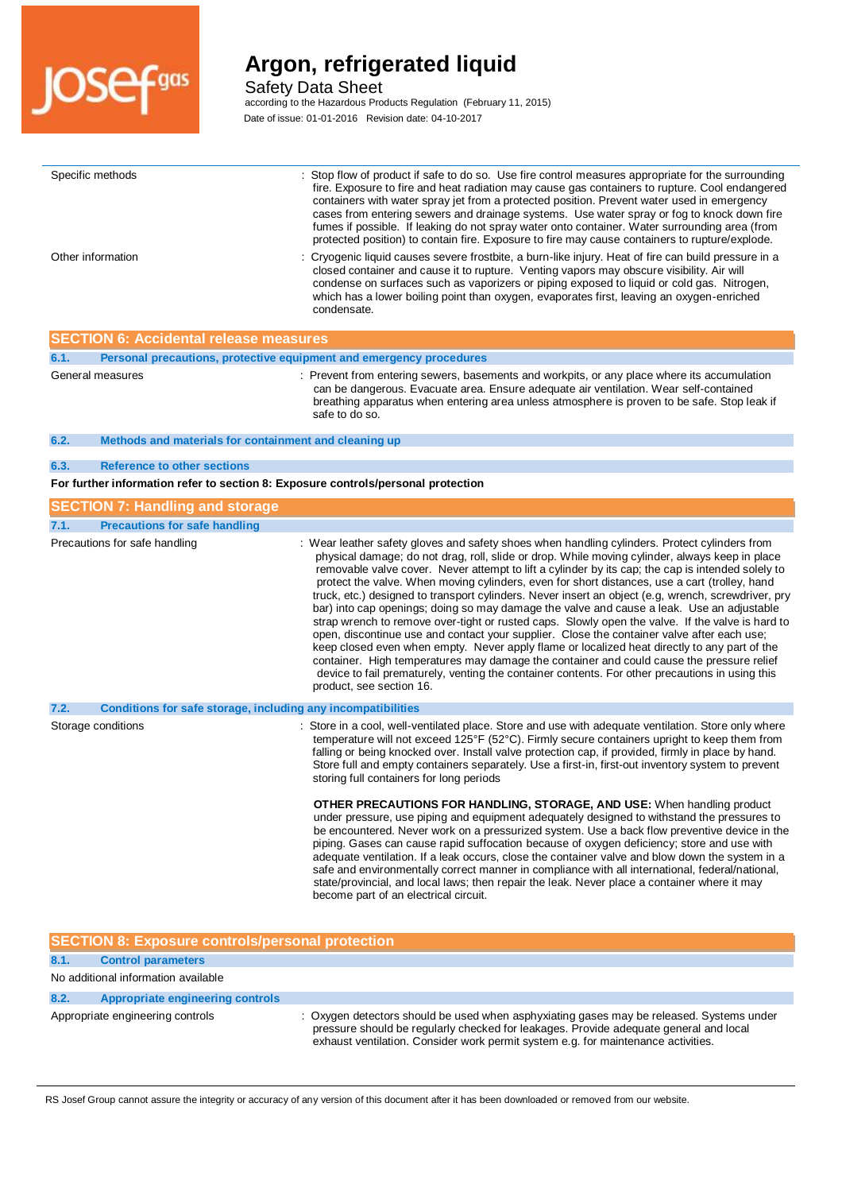| | |
|---|---|
| Specific methods | : Stop flow of product if safe to do so. Use fire control measures appropriate for the surrounding fire. Exposure to fire and heat radiation may cause gas containers to rupture. Cool endangered containers with water spray jet from a protected position. Prevent water used in emergency cases from entering sewers and drainage systems. Use water spray or fog to knock down fire fumes if possible. If leaking do not spray water onto container. Water surrounding area (from protected position) to contain fire. Exposure to fire may cause containers to rupture/explode. |
| Other information | : Cryogenic liquid causes severe frostbite, a burn-like injury. Heat of fire can build pressure in a closed container and cause it to rupture. Venting vapors may obscure visibility. Air will condense on surfaces such as vaporizers or piping exposed to liquid or cold gas. Nitrogen, which has a lower boiling point than oxygen, evaporates first, leaving an oxygen-enriched condensate. |

## SECTION 6: Accidental release measures

### 6.1. Personal precautions, protective equipment and emergency procedures

| | |
|---|---|
| General measures | : Prevent from entering sewers, basements and workpits, or any place where its accumulation can be dangerous. Evacuate area. Ensure adequate air ventilation. Wear self-contained breathing apparatus when entering area unless atmosphere is proven to be safe. Stop leak if safe to do so. |

### 6.2. Methods and materials for containment and cleaning up

### 6.3. Reference to other sections

**For further information refer to section 8: Exposure controls/personal protection**

## SECTION 7: Handling and storage

### 7.1. Precautions for safe handling

| | |
|---|---|
| Precautions for safe handling | : Wear leather safety gloves and safety shoes when handling cylinders. Protect cylinders from physical damage; do not drag, roll, slide or drop. While moving cylinder, always keep in place removable valve cover. Never attempt to lift a cylinder by its cap; the cap is intended solely to protect the valve. When moving cylinders, even for short distances, use a cart (trolley, hand truck, etc.) designed to transport cylinders. Never insert an object (e.g, wrench, screwdriver, pry bar) into cap openings; doing so may damage the valve and cause a leak. Use an adjustable strap wrench to remove over-tight or rusted caps. Slowly open the valve. If the valve is hard to open, discontinue use and contact your supplier. Close the container valve after each use; keep closed even when empty. Never apply flame or localized heat directly to any part of the container. High temperatures may damage the container and could cause the pressure relief device to fail prematurely, venting the container contents. For other precautions in using this product, see section 16. |

### 7.2. Conditions for safe storage, including any incompatibilities

| | |
|---|---|
| Storage conditions | : Store in a cool, well-ventilated place. Store and use with adequate ventilation. Store only where temperature will not exceed 125°F (52°C). Firmly secure containers upright to keep them from falling or being knocked over. Install valve protection cap, if provided, firmly in place by hand. Store full and empty containers separately. Use a first-in, first-out inventory system to prevent storing full containers for long periods<br><br>**OTHER PRECAUTIONS FOR HANDLING, STORAGE, AND USE:** When handling product under pressure, use piping and equipment adequately designed to withstand the pressures to be encountered. Never work on a pressurized system. Use a back flow preventive device in the piping. Gases can cause rapid suffocation because of oxygen deficiency; store and use with adequate ventilation. If a leak occurs, close the container valve and blow down the system in a safe and environmentally correct manner in compliance with all international, federal/national, state/provincial, and local laws; then repair the leak. Never place a container where it may become part of an electrical circuit. |

## SECTION 8: Exposure controls/personal protection

### 8.1. Control parameters

No additional information available

### 8.2. Appropriate engineering controls

| | |
|---|---|
| Appropriate engineering controls | : Oxygen detectors should be used when asphyxiating gases may be released. Systems under pressure should be regularly checked for leakages. Provide adequate general and local exhaust ventilation. Consider work permit system e.g. for maintenance activities. |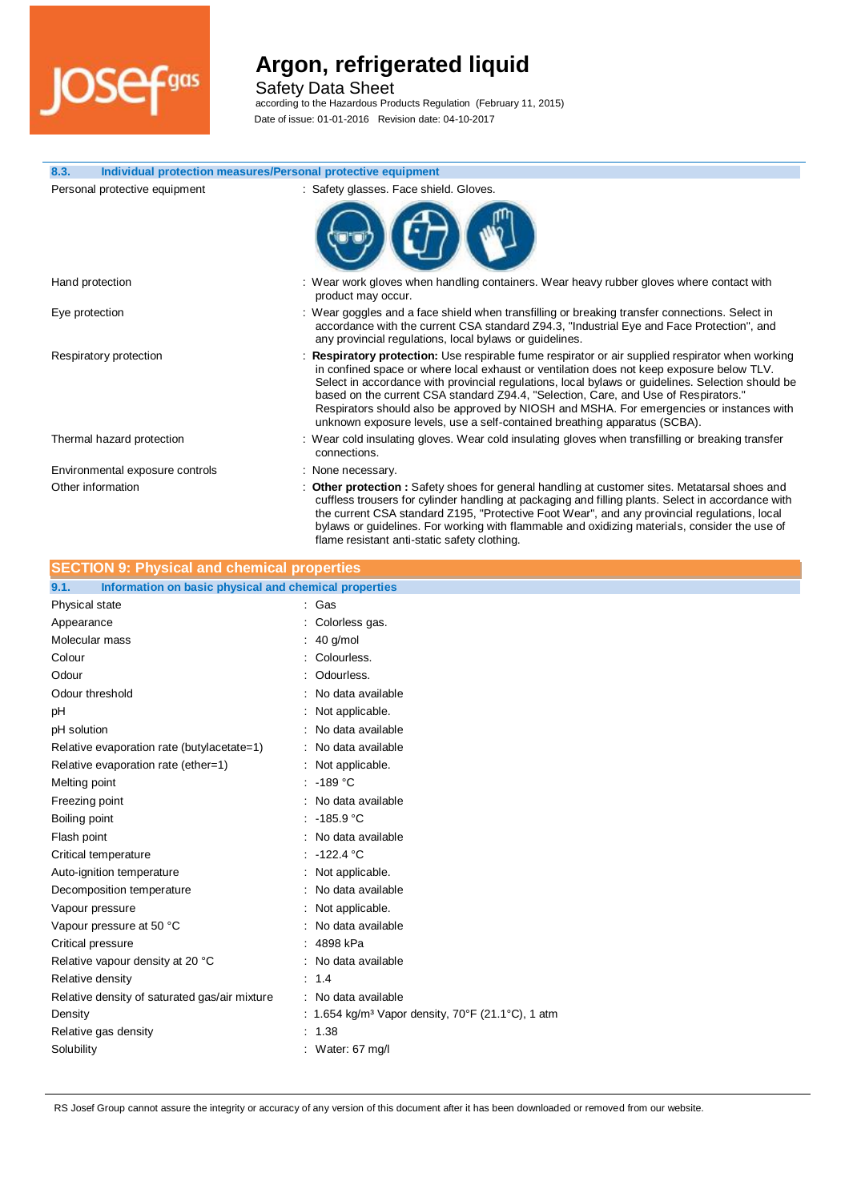### 8.3. Individual protection measures/Personal protective equipment

| | |
|---|---|
| Personal protective equipment | : Safety glasses. Face shield. Gloves. |
| Hand protection | : Wear work gloves when handling containers. Wear heavy rubber gloves where contact with product may occur. |
| Eye protection | : Wear goggles and a face shield when transfilling or breaking transfer connections. Select in accordance with the current CSA standard Z94.3, "Industrial Eye and Face Protection", and any provincial regulations, local bylaws or guidelines. |
| Respiratory protection | : **Respiratory protection:** Use respirable fume respirator or air supplied respirator when working in confined space or where local exhaust or ventilation does not keep exposure below TLV. Select in accordance with provincial regulations, local bylaws or guidelines. Selection should be based on the current CSA standard Z94.4, "Selection, Care, and Use of Respirators." Respirators should also be approved by NIOSH and MSHA. For emergencies or instances with unknown exposure levels, use a self-contained breathing apparatus (SCBA). |
| Thermal hazard protection | : Wear cold insulating gloves. Wear cold insulating gloves when transfilling or breaking transfer connections. |
| Environmental exposure controls | : None necessary. |
| Other information | : **Other protection :** Safety shoes for general handling at customer sites. Metatarsal shoes and cuffless trousers for cylinder handling at packaging and filling plants. Select in accordance with the current CSA standard Z195, "Protective Foot Wear", and any provincial regulations, local bylaws or guidelines. For working with flammable and oxidizing materials, consider the use of flame resistant anti-static safety clothing. |

## SECTION 9: Physical and chemical properties

### 9.1. Information on basic physical and chemical properties

| | |
|---|---|
| Physical state | : Gas |
| Appearance | : Colorless gas. |
| Molecular mass | : 40 g/mol |
| Colour | : Colourless. |
| Odour | : Odourless. |
| Odour threshold | : No data available |
| pH | : Not applicable. |
| pH solution | : No data available |
| Relative evaporation rate (butylacetate=1) | : No data available |
| Relative evaporation rate (ether=1) | : Not applicable. |
| Melting point | : -189 °C |
| Freezing point | : No data available |
| Boiling point | : -185.9 °C |
| Flash point | : No data available |
| Critical temperature | : -122.4 °C |
| Auto-ignition temperature | : Not applicable. |
| Decomposition temperature | : No data available |
| Vapour pressure | : Not applicable. |
| Vapour pressure at 50 °C | : No data available |
| Critical pressure | : 4898 kPa |
| Relative vapour density at 20 °C | : No data available |
| Relative density | : 1.4 |
| Relative density of saturated gas/air mixture | : No data available |
| Density | : 1.654 kg/m³ Vapor density, 70°F (21.1°C), 1 atm |
| Relative gas density | : 1.38 |
| Solubility | : Water: 67 mg/l |

RS Josef Group cannot assure the integrity or accuracy of any version of this document after it has been downloaded or removed from our website.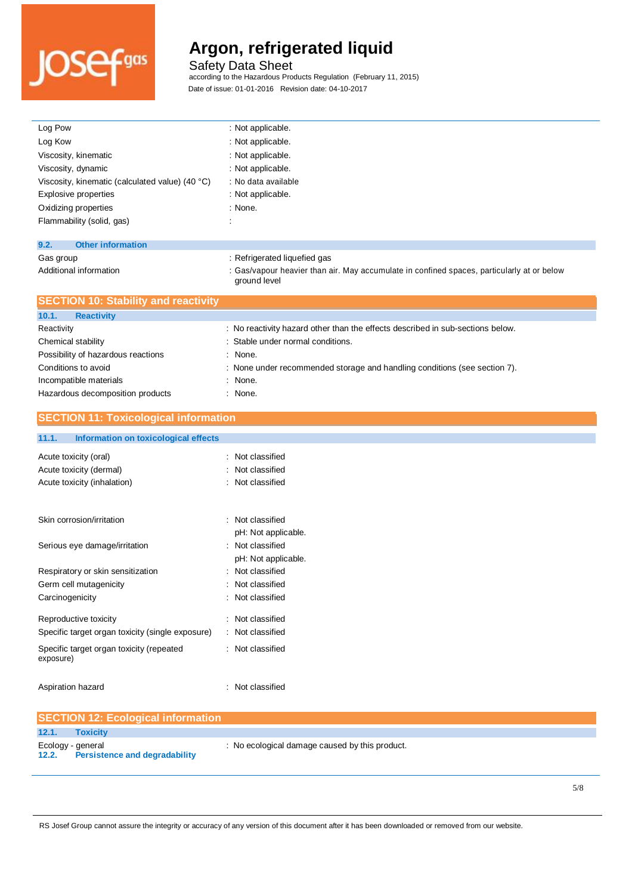| | |
|---|---|
| Log Pow | : Not applicable. |
| Log Kow | : Not applicable. |
| Viscosity, kinematic | : Not applicable. |
| Viscosity, dynamic | : Not applicable. |
| Viscosity, kinematic (calculated value) (40 °C) | : No data available |
| Explosive properties | : Not applicable. |
| Oxidizing properties | : None. |
| Flammability (solid, gas) | : |

### 9.2. Other information

| | |
|---|---|
| Gas group | : Refrigerated liquefied gas |
| Additional information | : Gas/vapour heavier than air. May accumulate in confined spaces, particularly at or below ground level |

## SECTION 10: Stability and reactivity

### 10.1. Reactivity

| | |
|---|---|
| Reactivity | : No reactivity hazard other than the effects described in sub-sections below. |
| Chemical stability | : Stable under normal conditions. |
| Possibility of hazardous reactions | : None. |
| Conditions to avoid | : None under recommended storage and handling conditions (see section 7). |
| Incompatible materials | : None. |
| Hazardous decomposition products | : None. |

## SECTION 11: Toxicological information

### 11.1. Information on toxicological effects

| | |
|---|---|
| Acute toxicity (oral) | : Not classified |
| Acute toxicity (dermal) | : Not classified |
| Acute toxicity (inhalation) | : Not classified |
| Skin corrosion/irritation | : Not classified<br>pH: Not applicable. |
| Serious eye damage/irritation | : Not classified<br>pH: Not applicable. |
| Respiratory or skin sensitization | : Not classified |
| Germ cell mutagenicity | : Not classified |
| Carcinogenicity | : Not classified |
| Reproductive toxicity | : Not classified |
| Specific target organ toxicity (single exposure) | : Not classified |
| Specific target organ toxicity (repeated exposure) | : Not classified |
| Aspiration hazard | : Not classified |

## SECTION 12: Ecological information

### 12.1. Toxicity

| | |
|---|---|
| Ecology - general | : No ecological damage caused by this product. |

### 12.2. Persistence and degradability

RS Josef Group cannot assure the integrity or accuracy of any version of this document after it has been downloaded or removed from our website.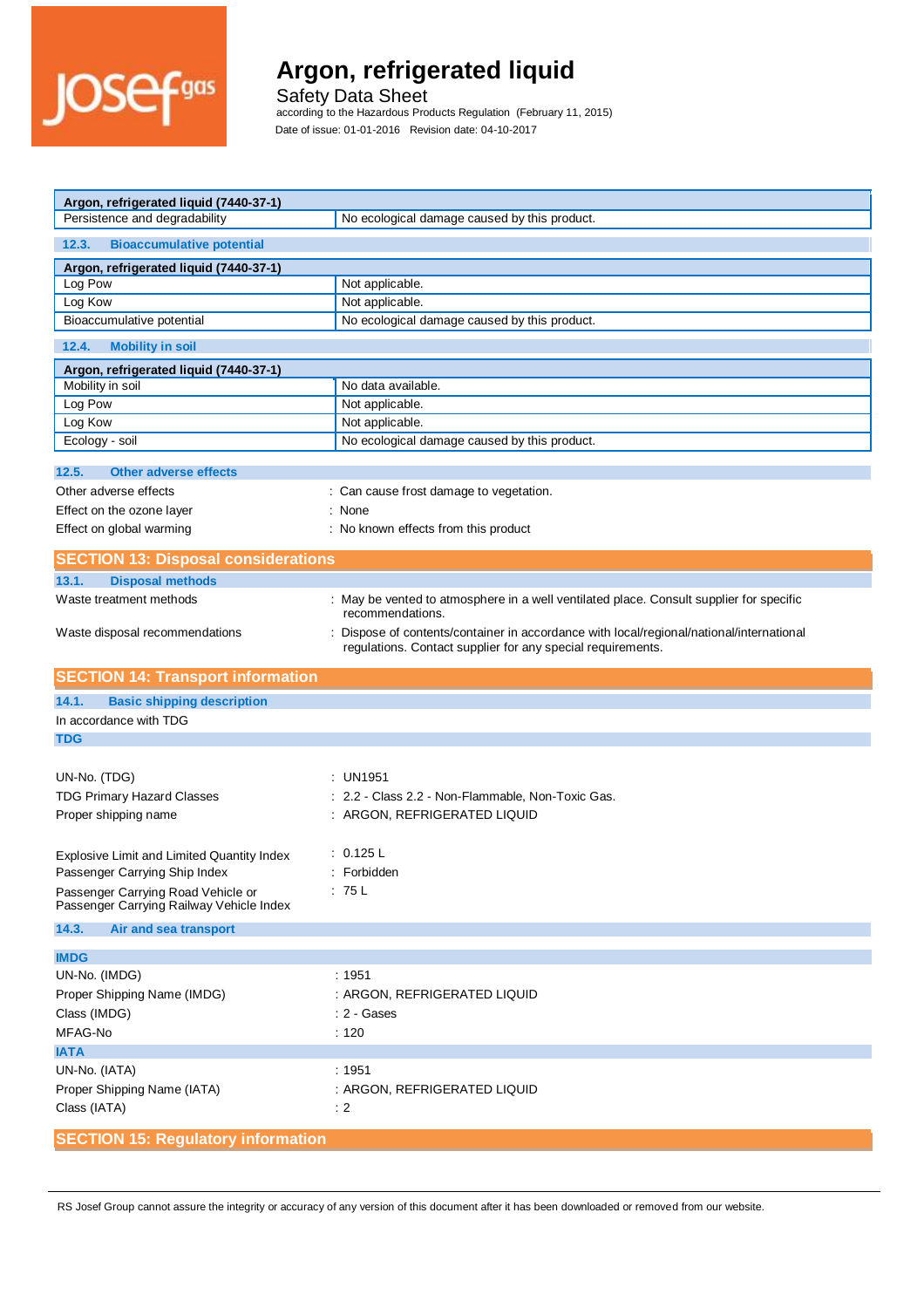| Argon, refrigerated liquid (7440-37-1) | |
|---|---|
| Persistence and degradability | No ecological damage caused by this product. |

### 12.3. Bioaccumulative potential

| Argon, refrigerated liquid (7440-37-1) | |
|---|---|
| Log Pow | Not applicable. |
| Log Kow | Not applicable. |
| Bioaccumulative potential | No ecological damage caused by this product. |

### 12.4. Mobility in soil

| Argon, refrigerated liquid (7440-37-1) | |
|---|---|
| Mobility in soil | No data available. |
| Log Pow | Not applicable. |
| Log Kow | Not applicable. |
| Ecology - soil | No ecological damage caused by this product. |

### 12.5. Other adverse effects

Other adverse effects : Can cause frost damage to vegetation.

Effect on the ozone layer : None

Effect on global warming : No known effects from this product

## SECTION 13: Disposal considerations

### 13.1. Disposal methods

Waste treatment methods : May be vented to atmosphere in a well ventilated place. Consult supplier for specific recommendations.

Waste disposal recommendations : Dispose of contents/container in accordance with local/regional/national/international regulations. Contact supplier for any special requirements.

## SECTION 14: Transport information

### 14.1. Basic shipping description

In accordance with TDG

**TDG**

UN-No. (TDG) : UN1951

TDG Primary Hazard Classes : 2.2 - Class 2.2 - Non-Flammable, Non-Toxic Gas.

Proper shipping name : ARGON, REFRIGERATED LIQUID

Explosive Limit and Limited Quantity Index : 0.125 L

Passenger Carrying Ship Index : Forbidden

Passenger Carrying Road Vehicle or Passenger Carrying Railway Vehicle Index : 75 L

### 14.3. Air and sea transport

**IMDG**

UN-No. (IMDG) : 1951

Proper Shipping Name (IMDG) : ARGON, REFRIGERATED LIQUID

Class (IMDG) : 2 - Gases

MFAG-No : 120

**IATA**

UN-No. (IATA) : 1951

Proper Shipping Name (IATA) : ARGON, REFRIGERATED LIQUID

Class (IATA) : 2

## SECTION 15: Regulatory information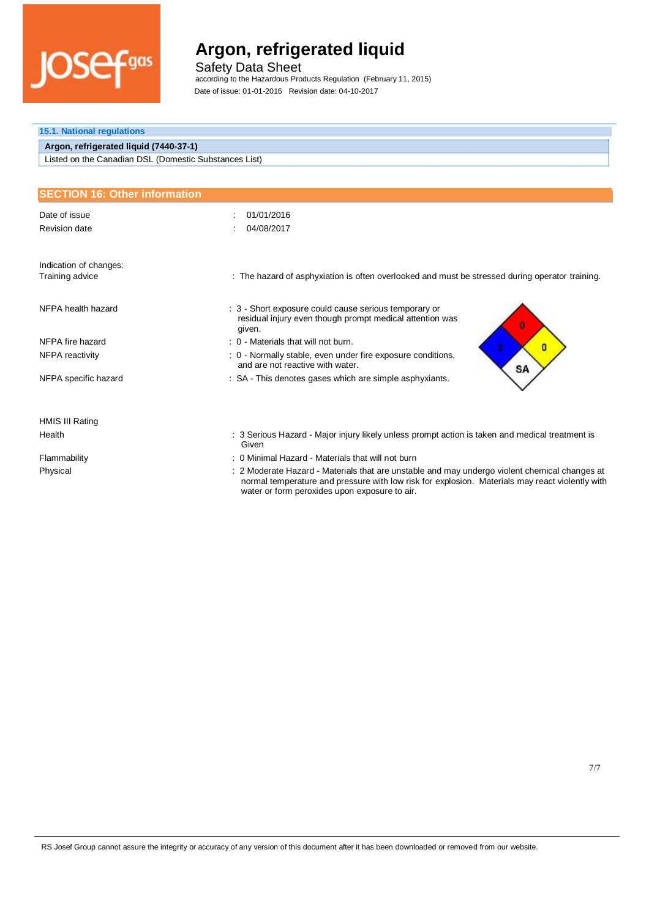### 15.1. National regulations

| Argon, refrigerated liquid (7440-37-1) |
|---|
| Listed on the Canadian DSL (Domestic Substances List) |

## SECTION 16: Other information

Date of issue : 01/01/2016

Revision date : 04/08/2017

Indication of changes:

Training advice : The hazard of asphyxiation is often overlooked and must be stressed during operator training.

NFPA health hazard : 3 - Short exposure could cause serious temporary or residual injury even though prompt medical attention was given.

NFPA fire hazard : 0 - Materials that will not burn.

NFPA reactivity : 0 - Normally stable, even under fire exposure conditions, and are not reactive with water.

NFPA specific hazard : SA - This denotes gases which are simple asphyxiants.

HMIS III Rating

Health : 3 Serious Hazard - Major injury likely unless prompt action is taken and medical treatment is Given

Flammability : 0 Minimal Hazard - Materials that will not burn

Physical : 2 Moderate Hazard - Materials that are unstable and may undergo violent chemical changes at normal temperature and pressure with low risk for explosion. Materials may react violently with water or form peroxides upon exposure to air.

RS Josef Group cannot assure the integrity or accuracy of any version of this document after it has been downloaded or removed from our website.